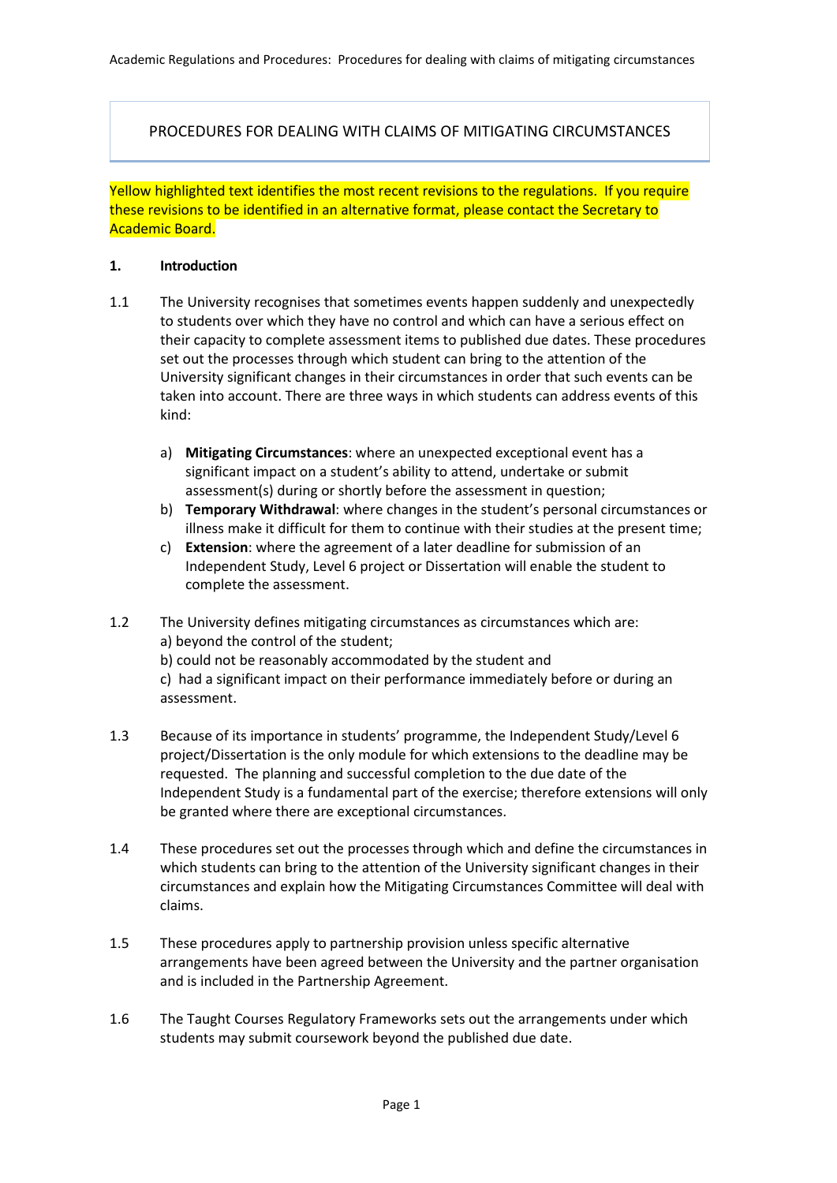# PROCEDURES FOR DEALING WITH CLAIMS OF MITIGATING CIRCUMSTANCES

Yellow highlighted text identifies the most recent revisions to the regulations. If you require these revisions to be identified in an alternative format, please contact the Secretary to Academic Board.

## 1. Introduction

1.1 The University recognises that sometimes events happen suddenly and unexpectedly to students over which they have no control and which can have a serious effect on their capacity to complete assessment items to published due dates. These procedures set out the processes through which student can bring to the attention of the University significant changes in their circumstances in order that such events can be taken into account. There are three ways in which students can address events of this kind:

a) **Mitigating Circumstances**: where an unexpected exceptional event has a significant impact on a student's ability to attend, undertake or submit assessment(s) during or shortly before the assessment in question;

b) **Temporary Withdrawal**: where changes in the student's personal circumstances or illness make it difficult for them to continue with their studies at the present time;

c) **Extension**: where the agreement of a later deadline for submission of an Independent Study, Level 6 project or Dissertation will enable the student to complete the assessment.

1.2 The University defines mitigating circumstances as circumstances which are:
a) beyond the control of the student;
b) could not be reasonably accommodated by the student and
c) had a significant impact on their performance immediately before or during an assessment.

1.3 Because of its importance in students' programme, the Independent Study/Level 6 project/Dissertation is the only module for which extensions to the deadline may be requested. The planning and successful completion to the due date of the Independent Study is a fundamental part of the exercise; therefore extensions will only be granted where there are exceptional circumstances.

1.4 These procedures set out the processes through which and define the circumstances in which students can bring to the attention of the University significant changes in their circumstances and explain how the Mitigating Circumstances Committee will deal with claims.

1.5 These procedures apply to partnership provision unless specific alternative arrangements have been agreed between the University and the partner organisation and is included in the Partnership Agreement.

1.6 The Taught Courses Regulatory Frameworks sets out the arrangements under which students may submit coursework beyond the published due date.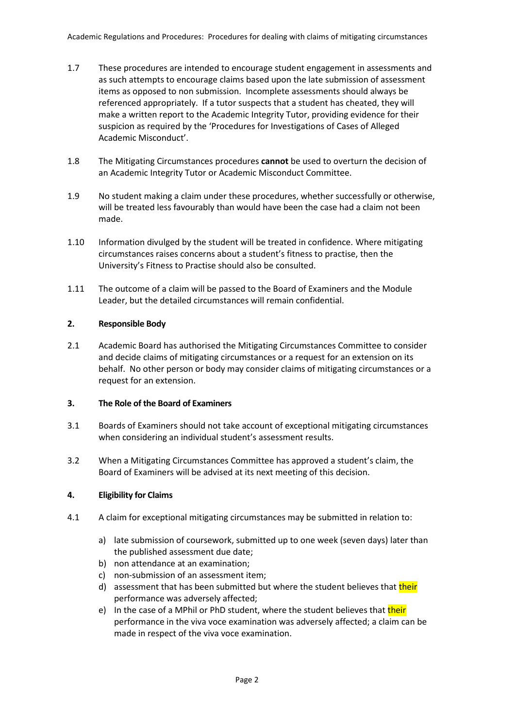1.7 These procedures are intended to encourage student engagement in assessments and as such attempts to encourage claims based upon the late submission of assessment items as opposed to non submission. Incomplete assessments should always be referenced appropriately. If a tutor suspects that a student has cheated, they will make a written report to the Academic Integrity Tutor, providing evidence for their suspicion as required by the 'Procedures for Investigations of Cases of Alleged Academic Misconduct'.

1.8 The Mitigating Circumstances procedures **cannot** be used to overturn the decision of an Academic Integrity Tutor or Academic Misconduct Committee.

1.9 No student making a claim under these procedures, whether successfully or otherwise, will be treated less favourably than would have been the case had a claim not been made.

1.10 Information divulged by the student will be treated in confidence. Where mitigating circumstances raises concerns about a student's fitness to practise, then the University's Fitness to Practise should also be consulted.

1.11 The outcome of a claim will be passed to the Board of Examiners and the Module Leader, but the detailed circumstances will remain confidential.

## 2. Responsible Body

2.1 Academic Board has authorised the Mitigating Circumstances Committee to consider and decide claims of mitigating circumstances or a request for an extension on its behalf. No other person or body may consider claims of mitigating circumstances or a request for an extension.

## 3. The Role of the Board of Examiners

3.1 Boards of Examiners should not take account of exceptional mitigating circumstances when considering an individual student's assessment results.

3.2 When a Mitigating Circumstances Committee has approved a student's claim, the Board of Examiners will be advised at its next meeting of this decision.

## 4. Eligibility for Claims

4.1 A claim for exceptional mitigating circumstances may be submitted in relation to:

a) late submission of coursework, submitted up to one week (seven days) later than the published assessment due date;
b) non attendance at an examination;
c) non-submission of an assessment item;
d) assessment that has been submitted but where the student believes that their performance was adversely affected;
e) In the case of a MPhil or PhD student, where the student believes that their performance in the viva voce examination was adversely affected; a claim can be made in respect of the viva voce examination.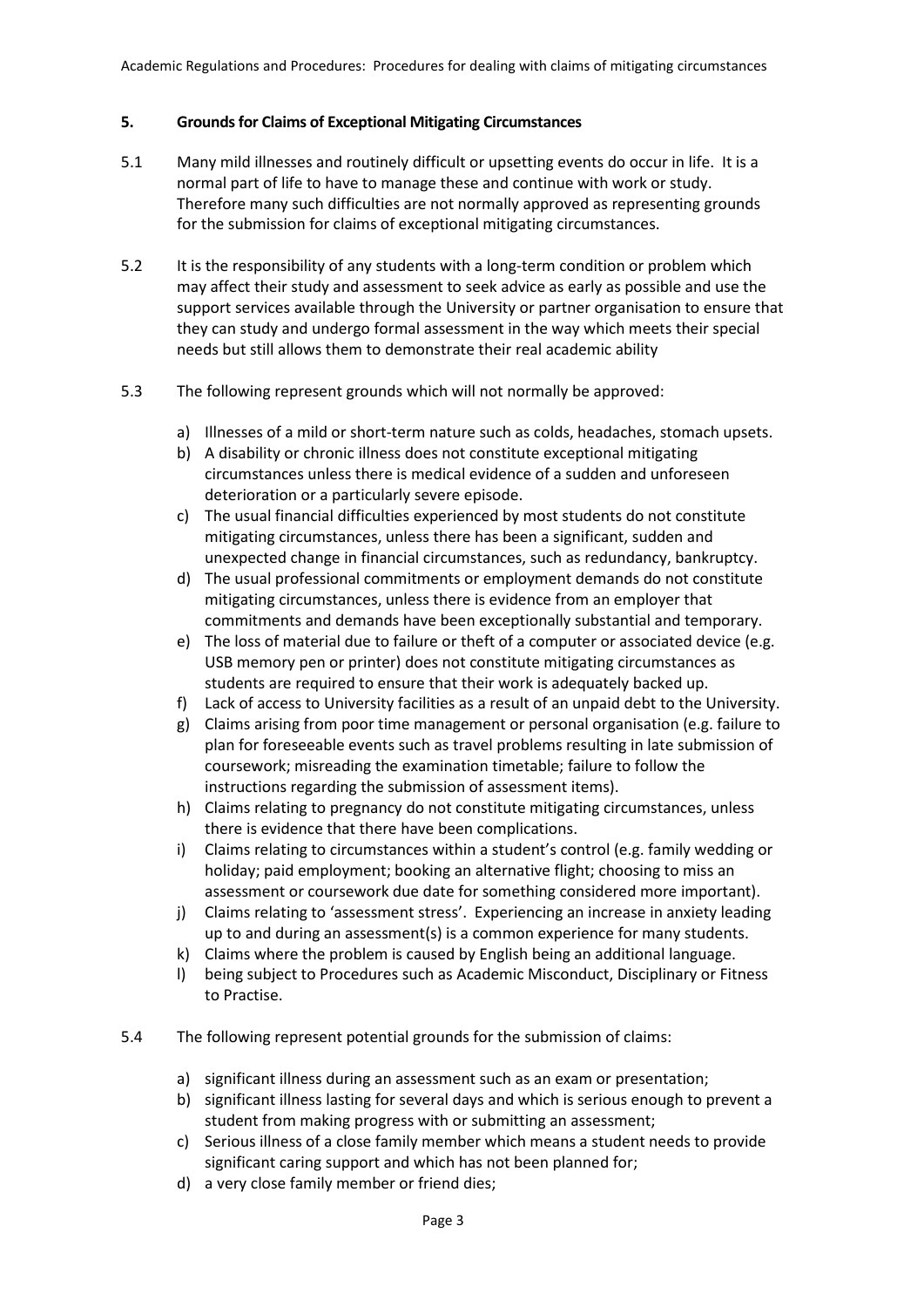## 5. Grounds for Claims of Exceptional Mitigating Circumstances

5.1 Many mild illnesses and routinely difficult or upsetting events do occur in life. It is a normal part of life to have to manage these and continue with work or study. Therefore many such difficulties are not normally approved as representing grounds for the submission for claims of exceptional mitigating circumstances.

5.2 It is the responsibility of any students with a long-term condition or problem which may affect their study and assessment to seek advice as early as possible and use the support services available through the University or partner organisation to ensure that they can study and undergo formal assessment in the way which meets their special needs but still allows them to demonstrate their real academic ability

5.3 The following represent grounds which will not normally be approved:

a) Illnesses of a mild or short-term nature such as colds, headaches, stomach upsets.
b) A disability or chronic illness does not constitute exceptional mitigating circumstances unless there is medical evidence of a sudden and unforeseen deterioration or a particularly severe episode.
c) The usual financial difficulties experienced by most students do not constitute mitigating circumstances, unless there has been a significant, sudden and unexpected change in financial circumstances, such as redundancy, bankruptcy.
d) The usual professional commitments or employment demands do not constitute mitigating circumstances, unless there is evidence from an employer that commitments and demands have been exceptionally substantial and temporary.
e) The loss of material due to failure or theft of a computer or associated device (e.g. USB memory pen or printer) does not constitute mitigating circumstances as students are required to ensure that their work is adequately backed up.
f) Lack of access to University facilities as a result of an unpaid debt to the University.
g) Claims arising from poor time management or personal organisation (e.g. failure to plan for foreseeable events such as travel problems resulting in late submission of coursework; misreading the examination timetable; failure to follow the instructions regarding the submission of assessment items).
h) Claims relating to pregnancy do not constitute mitigating circumstances, unless there is evidence that there have been complications.
i) Claims relating to circumstances within a student's control (e.g. family wedding or holiday; paid employment; booking an alternative flight; choosing to miss an assessment or coursework due date for something considered more important).
j) Claims relating to 'assessment stress'. Experiencing an increase in anxiety leading up to and during an assessment(s) is a common experience for many students.
k) Claims where the problem is caused by English being an additional language.
l) being subject to Procedures such as Academic Misconduct, Disciplinary or Fitness to Practise.

5.4 The following represent potential grounds for the submission of claims:

a) significant illness during an assessment such as an exam or presentation;
b) significant illness lasting for several days and which is serious enough to prevent a student from making progress with or submitting an assessment;
c) Serious illness of a close family member which means a student needs to provide significant caring support and which has not been planned for;
d) a very close family member or friend dies;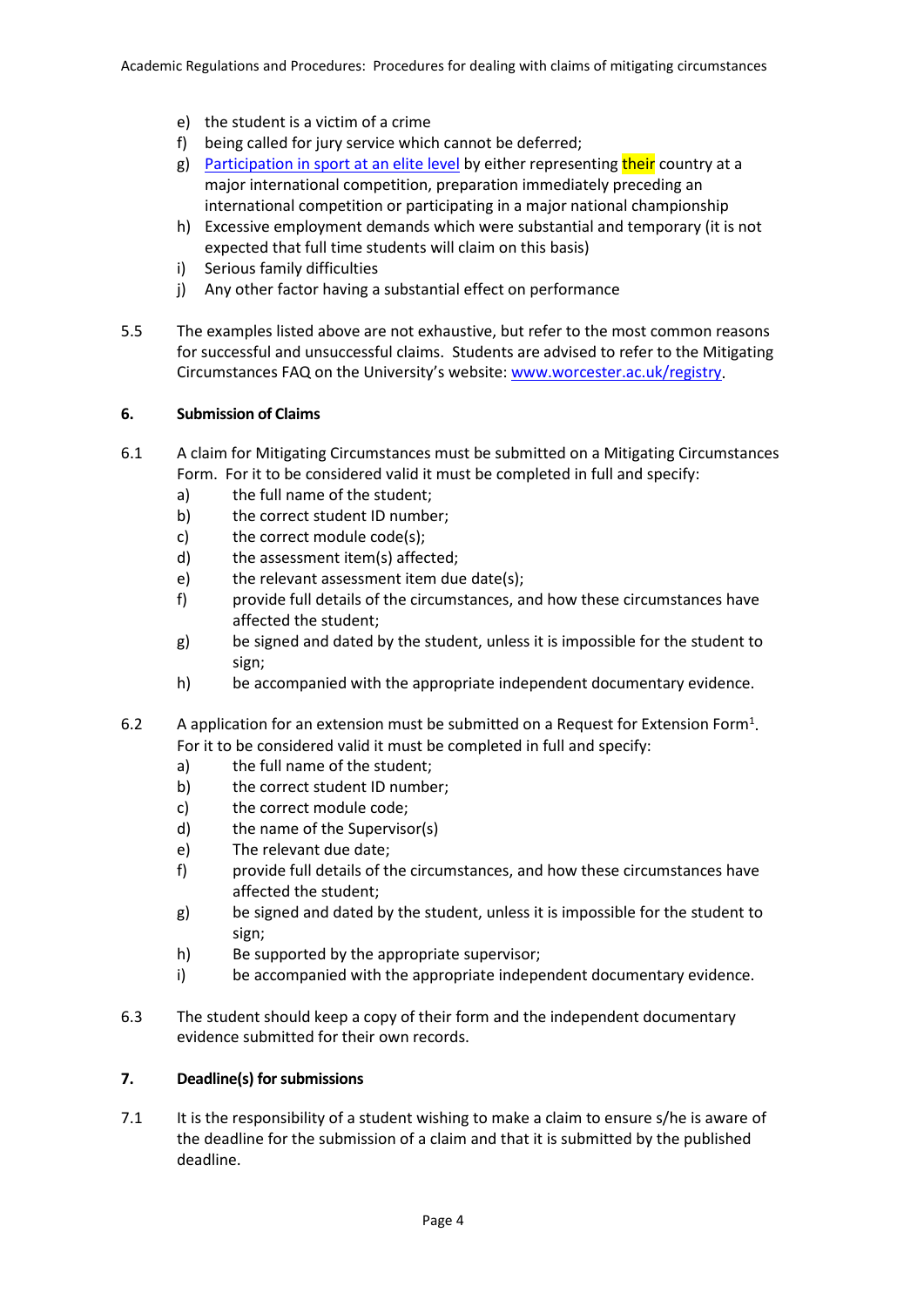e) the student is a victim of a crime
f) being called for jury service which cannot be deferred;
g) [Participation in sport at an elite level](#) by either representing their country at a major international competition, preparation immediately preceding an international competition or participating in a major national championship
h) Excessive employment demands which were substantial and temporary (it is not expected that full time students will claim on this basis)
i) Serious family difficulties
j) Any other factor having a substantial effect on performance

5.5 The examples listed above are not exhaustive, but refer to the most common reasons for successful and unsuccessful claims. Students are advised to refer to the Mitigating Circumstances FAQ on the University's website: [www.worcester.ac.uk/registry](www.worcester.ac.uk/registry).

**6. Submission of Claims**

6.1 A claim for Mitigating Circumstances must be submitted on a Mitigating Circumstances Form. For it to be considered valid it must be completed in full and specify:

a) the full name of the student;
b) the correct student ID number;
c) the correct module code(s);
d) the assessment item(s) affected;
e) the relevant assessment item due date(s);
f) provide full details of the circumstances, and how these circumstances have affected the student;
g) be signed and dated by the student, unless it is impossible for the student to sign;
h) be accompanied with the appropriate independent documentary evidence.

6.2 A application for an extension must be submitted on a Request for Extension Form[1]. For it to be considered valid it must be completed in full and specify:

a) the full name of the student;
b) the correct student ID number;
c) the correct module code;
d) the name of the Supervisor(s)
e) The relevant due date;
f) provide full details of the circumstances, and how these circumstances have affected the student;
g) be signed and dated by the student, unless it is impossible for the student to sign;
h) Be supported by the appropriate supervisor;
i) be accompanied with the appropriate independent documentary evidence.

6.3 The student should keep a copy of their form and the independent documentary evidence submitted for their own records.

**7. Deadline(s) for submissions**

7.1 It is the responsibility of a student wishing to make a claim to ensure s/he is aware of the deadline for the submission of a claim and that it is submitted by the published deadline.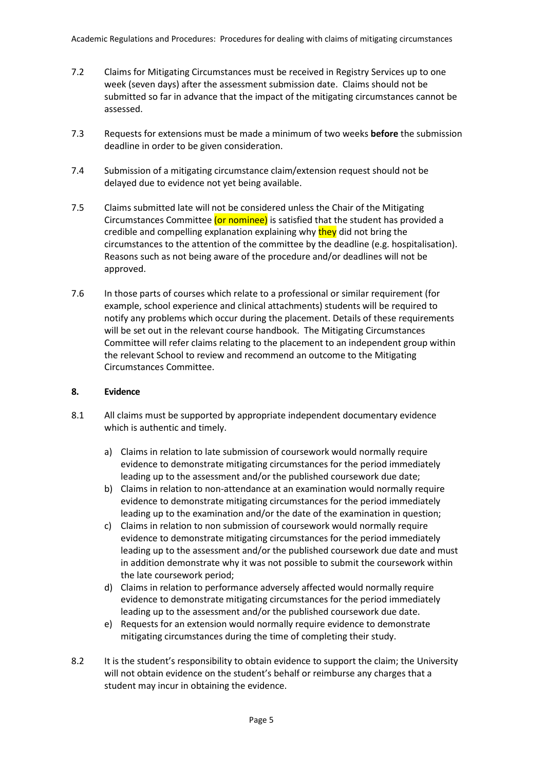7.2 Claims for Mitigating Circumstances must be received in Registry Services up to one week (seven days) after the assessment submission date. Claims should not be submitted so far in advance that the impact of the mitigating circumstances cannot be assessed.

7.3 Requests for extensions must be made a minimum of two weeks **before** the submission deadline in order to be given consideration.

7.4 Submission of a mitigating circumstance claim/extension request should not be delayed due to evidence not yet being available.

7.5 Claims submitted late will not be considered unless the Chair of the Mitigating Circumstances Committee (or nominee) is satisfied that the student has provided a credible and compelling explanation explaining why they did not bring the circumstances to the attention of the committee by the deadline (e.g. hospitalisation). Reasons such as not being aware of the procedure and/or deadlines will not be approved.

7.6 In those parts of courses which relate to a professional or similar requirement (for example, school experience and clinical attachments) students will be required to notify any problems which occur during the placement. Details of these requirements will be set out in the relevant course handbook. The Mitigating Circumstances Committee will refer claims relating to the placement to an independent group within the relevant School to review and recommend an outcome to the Mitigating Circumstances Committee.

## 8. Evidence

8.1 All claims must be supported by appropriate independent documentary evidence which is authentic and timely.

a) Claims in relation to late submission of coursework would normally require evidence to demonstrate mitigating circumstances for the period immediately leading up to the assessment and/or the published coursework due date;
b) Claims in relation to non-attendance at an examination would normally require evidence to demonstrate mitigating circumstances for the period immediately leading up to the examination and/or the date of the examination in question;
c) Claims in relation to non submission of coursework would normally require evidence to demonstrate mitigating circumstances for the period immediately leading up to the assessment and/or the published coursework due date and must in addition demonstrate why it was not possible to submit the coursework within the late coursework period;
d) Claims in relation to performance adversely affected would normally require evidence to demonstrate mitigating circumstances for the period immediately leading up to the assessment and/or the published coursework due date.
e) Requests for an extension would normally require evidence to demonstrate mitigating circumstances during the time of completing their study.

8.2 It is the student's responsibility to obtain evidence to support the claim; the University will not obtain evidence on the student's behalf or reimburse any charges that a student may incur in obtaining the evidence.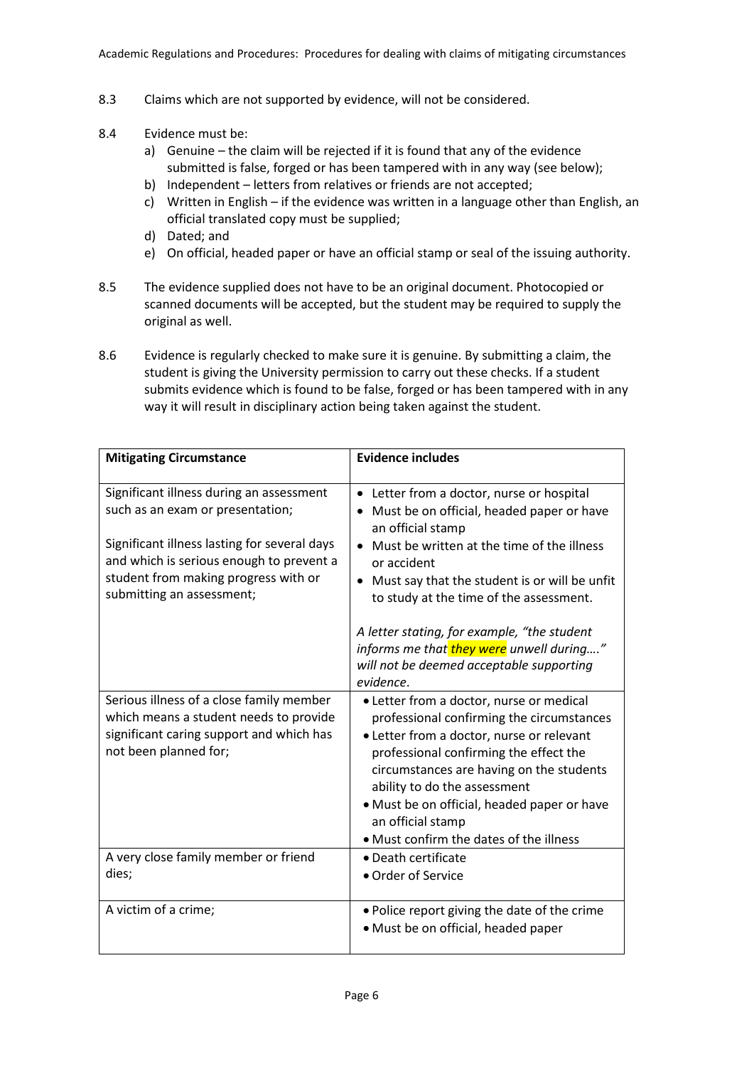8.3 Claims which are not supported by evidence, will not be considered.

8.4 Evidence must be:

a) Genuine – the claim will be rejected if it is found that any of the evidence submitted is false, forged or has been tampered with in any way (see below);
b) Independent – letters from relatives or friends are not accepted;
c) Written in English – if the evidence was written in a language other than English, an official translated copy must be supplied;
d) Dated; and
e) On official, headed paper or have an official stamp or seal of the issuing authority.

8.5 The evidence supplied does not have to be an original document. Photocopied or scanned documents will be accepted, but the student may be required to supply the original as well.

8.6 Evidence is regularly checked to make sure it is genuine. By submitting a claim, the student is giving the University permission to carry out these checks. If a student submits evidence which is found to be false, forged or has been tampered with in any way it will result in disciplinary action being taken against the student.

| **Mitigating Circumstance** | **Evidence includes** |
|---|---|
| Significant illness during an assessment such as an exam or presentation;<br><br>Significant illness lasting for several days and which is serious enough to prevent a student from making progress with or submitting an assessment; | • Letter from a doctor, nurse or hospital<br>• Must be on official, headed paper or have an official stamp<br>• Must be written at the time of the illness or accident<br>• Must say that the student is or will be unfit to study at the time of the assessment.<br><br>*A letter stating, for example, "the student informs me that they were unwell during…." will not be deemed acceptable supporting evidence.* |
| Serious illness of a close family member which means a student needs to provide significant caring support and which has not been planned for; | • Letter from a doctor, nurse or medical professional confirming the circumstances<br>• Letter from a doctor, nurse or relevant professional confirming the effect the circumstances are having on the students ability to do the assessment<br>• Must be on official, headed paper or have an official stamp<br>• Must confirm the dates of the illness |
| A very close family member or friend dies; | • Death certificate<br>• Order of Service |
| A victim of a crime; | • Police report giving the date of the crime<br>• Must be on official, headed paper |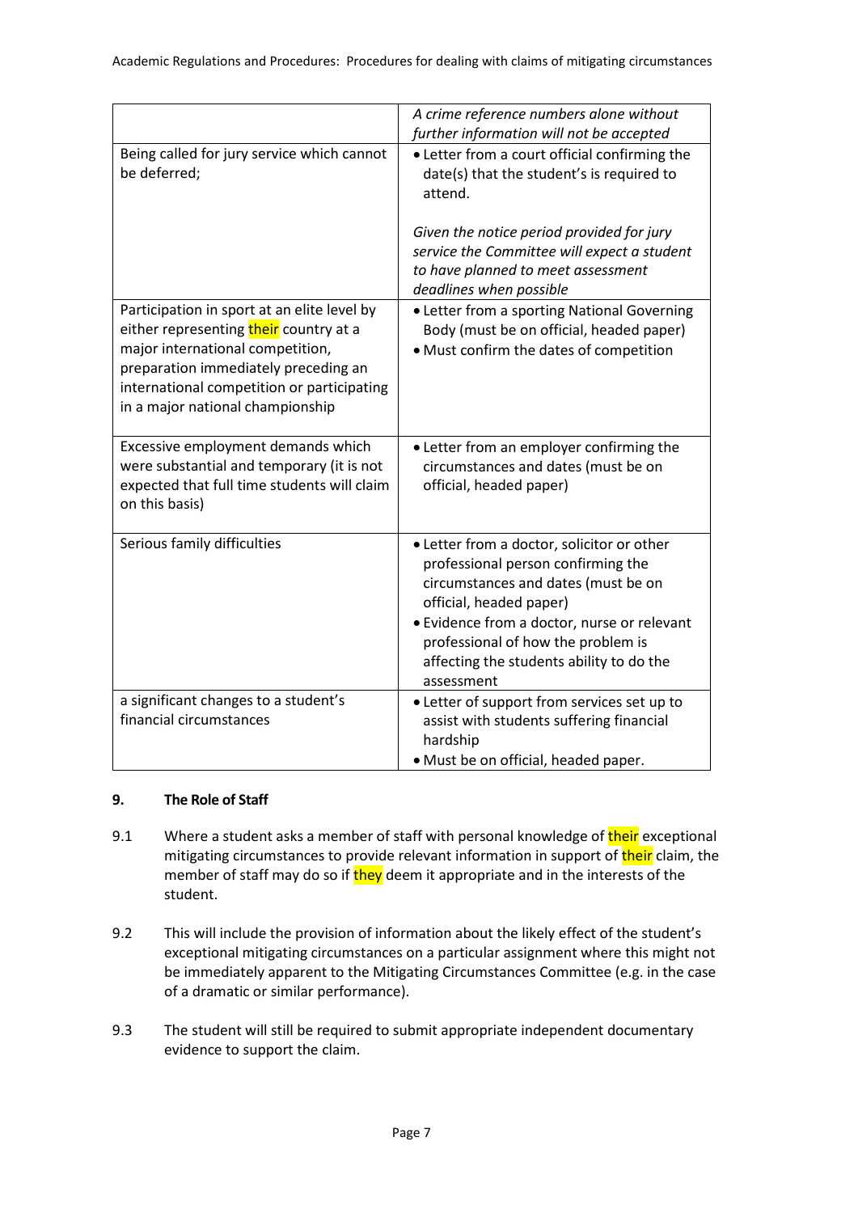| | |
|---|---|
| | *A crime reference numbers alone without further information will not be accepted* |
| Being called for jury service which cannot be deferred; | • Letter from a court official confirming the date(s) that the student's is required to attend.<br><br>*Given the notice period provided for jury service the Committee will expect a student to have planned to meet assessment deadlines when possible* |
| Participation in sport at an elite level by either representing their country at a major international competition, preparation immediately preceding an international competition or participating in a major national championship | • Letter from a sporting National Governing Body (must be on official, headed paper)<br>• Must confirm the dates of competition |
| Excessive employment demands which were substantial and temporary (it is not expected that full time students will claim on this basis) | • Letter from an employer confirming the circumstances and dates (must be on official, headed paper) |
| Serious family difficulties | • Letter from a doctor, solicitor or other professional person confirming the circumstances and dates (must be on official, headed paper)<br>• Evidence from a doctor, nurse or relevant professional of how the problem is affecting the students ability to do the assessment |
| a significant changes to a student's financial circumstances | • Letter of support from services set up to assist with students suffering financial hardship<br>• Must be on official, headed paper. |

## 9. The Role of Staff

9.1 Where a student asks a member of staff with personal knowledge of their exceptional mitigating circumstances to provide relevant information in support of their claim, the member of staff may do so if they deem it appropriate and in the interests of the student.

9.2 This will include the provision of information about the likely effect of the student's exceptional mitigating circumstances on a particular assignment where this might not be immediately apparent to the Mitigating Circumstances Committee (e.g. in the case of a dramatic or similar performance).

9.3 The student will still be required to submit appropriate independent documentary evidence to support the claim.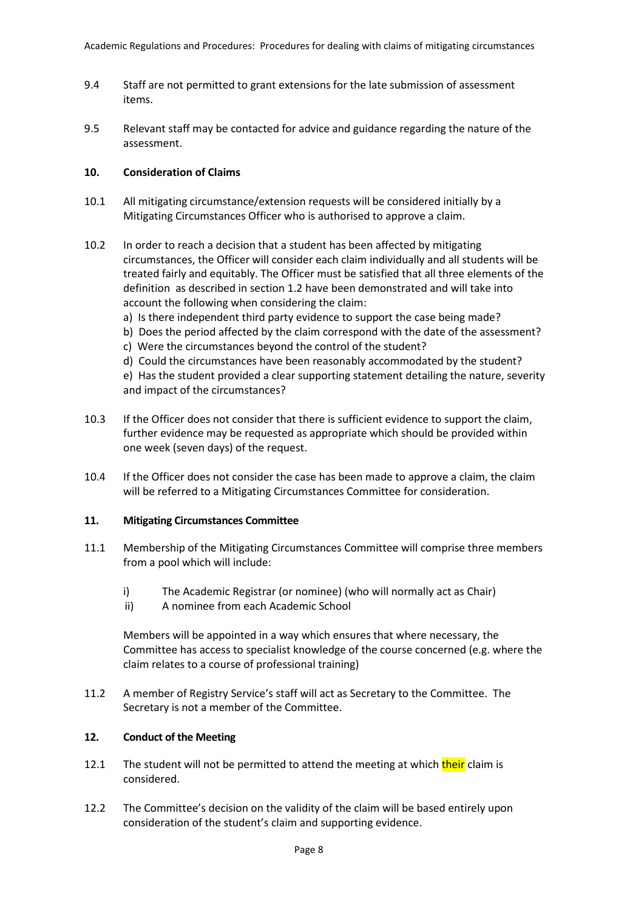9.4 Staff are not permitted to grant extensions for the late submission of assessment items.

9.5 Relevant staff may be contacted for advice and guidance regarding the nature of the assessment.

**10. Consideration of Claims**

10.1 All mitigating circumstance/extension requests will be considered initially by a Mitigating Circumstances Officer who is authorised to approve a claim.

10.2 In order to reach a decision that a student has been affected by mitigating circumstances, the Officer will consider each claim individually and all students will be treated fairly and equitably. The Officer must be satisfied that all three elements of the definition as described in section 1.2 have been demonstrated and will take into account the following when considering the claim:

a) Is there independent third party evidence to support the case being made?
b) Does the period affected by the claim correspond with the date of the assessment?
c) Were the circumstances beyond the control of the student?
d) Could the circumstances have been reasonably accommodated by the student?
e) Has the student provided a clear supporting statement detailing the nature, severity and impact of the circumstances?

10.3 If the Officer does not consider that there is sufficient evidence to support the claim, further evidence may be requested as appropriate which should be provided within one week (seven days) of the request.

10.4 If the Officer does not consider the case has been made to approve a claim, the claim will be referred to a Mitigating Circumstances Committee for consideration.

**11. Mitigating Circumstances Committee**

11.1 Membership of the Mitigating Circumstances Committee will comprise three members from a pool which will include:

i) The Academic Registrar (or nominee) (who will normally act as Chair)
ii) A nominee from each Academic School

Members will be appointed in a way which ensures that where necessary, the Committee has access to specialist knowledge of the course concerned (e.g. where the claim relates to a course of professional training)

11.2 A member of Registry Service's staff will act as Secretary to the Committee. The Secretary is not a member of the Committee.

**12. Conduct of the Meeting**

12.1 The student will not be permitted to attend the meeting at which their claim is considered.

12.2 The Committee's decision on the validity of the claim will be based entirely upon consideration of the student's claim and supporting evidence.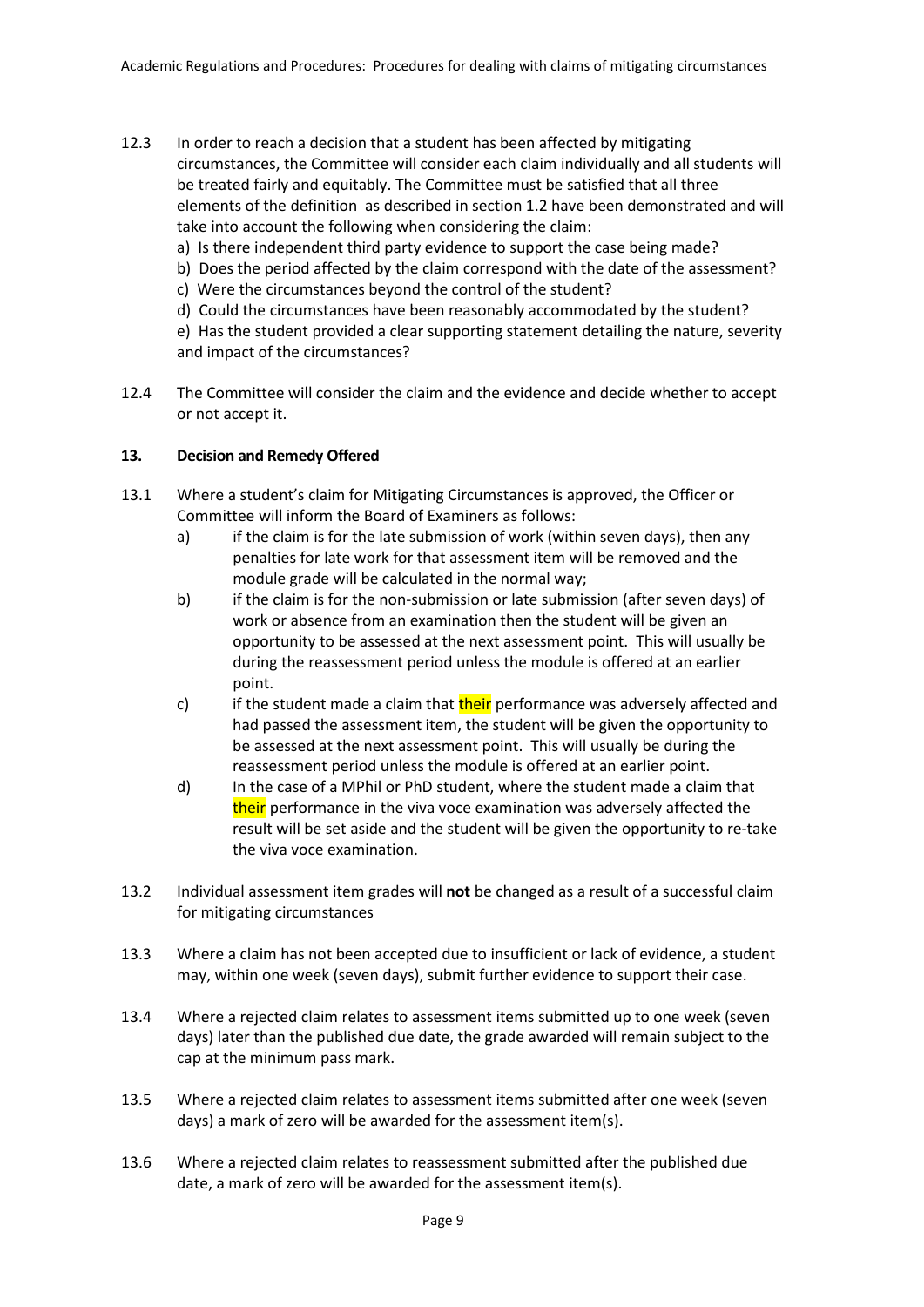12.3 In order to reach a decision that a student has been affected by mitigating circumstances, the Committee will consider each claim individually and all students will be treated fairly and equitably. The Committee must be satisfied that all three elements of the definition as described in section 1.2 have been demonstrated and will take into account the following when considering the claim:

a) Is there independent third party evidence to support the case being made?
b) Does the period affected by the claim correspond with the date of the assessment?
c) Were the circumstances beyond the control of the student?
d) Could the circumstances have been reasonably accommodated by the student?
e) Has the student provided a clear supporting statement detailing the nature, severity and impact of the circumstances?

12.4 The Committee will consider the claim and the evidence and decide whether to accept or not accept it.

## 13. Decision and Remedy Offered

13.1 Where a student's claim for Mitigating Circumstances is approved, the Officer or Committee will inform the Board of Examiners as follows:

a) if the claim is for the late submission of work (within seven days), then any penalties for late work for that assessment item will be removed and the module grade will be calculated in the normal way;
b) if the claim is for the non-submission or late submission (after seven days) of work or absence from an examination then the student will be given an opportunity to be assessed at the next assessment point. This will usually be during the reassessment period unless the module is offered at an earlier point.
c) if the student made a claim that their performance was adversely affected and had passed the assessment item, the student will be given the opportunity to be assessed at the next assessment point. This will usually be during the reassessment period unless the module is offered at an earlier point.
d) In the case of a MPhil or PhD student, where the student made a claim that their performance in the viva voce examination was adversely affected the result will be set aside and the student will be given the opportunity to re-take the viva voce examination.

13.2 Individual assessment item grades will **not** be changed as a result of a successful claim for mitigating circumstances

13.3 Where a claim has not been accepted due to insufficient or lack of evidence, a student may, within one week (seven days), submit further evidence to support their case.

13.4 Where a rejected claim relates to assessment items submitted up to one week (seven days) later than the published due date, the grade awarded will remain subject to the cap at the minimum pass mark.

13.5 Where a rejected claim relates to assessment items submitted after one week (seven days) a mark of zero will be awarded for the assessment item(s).

13.6 Where a rejected claim relates to reassessment submitted after the published due date, a mark of zero will be awarded for the assessment item(s).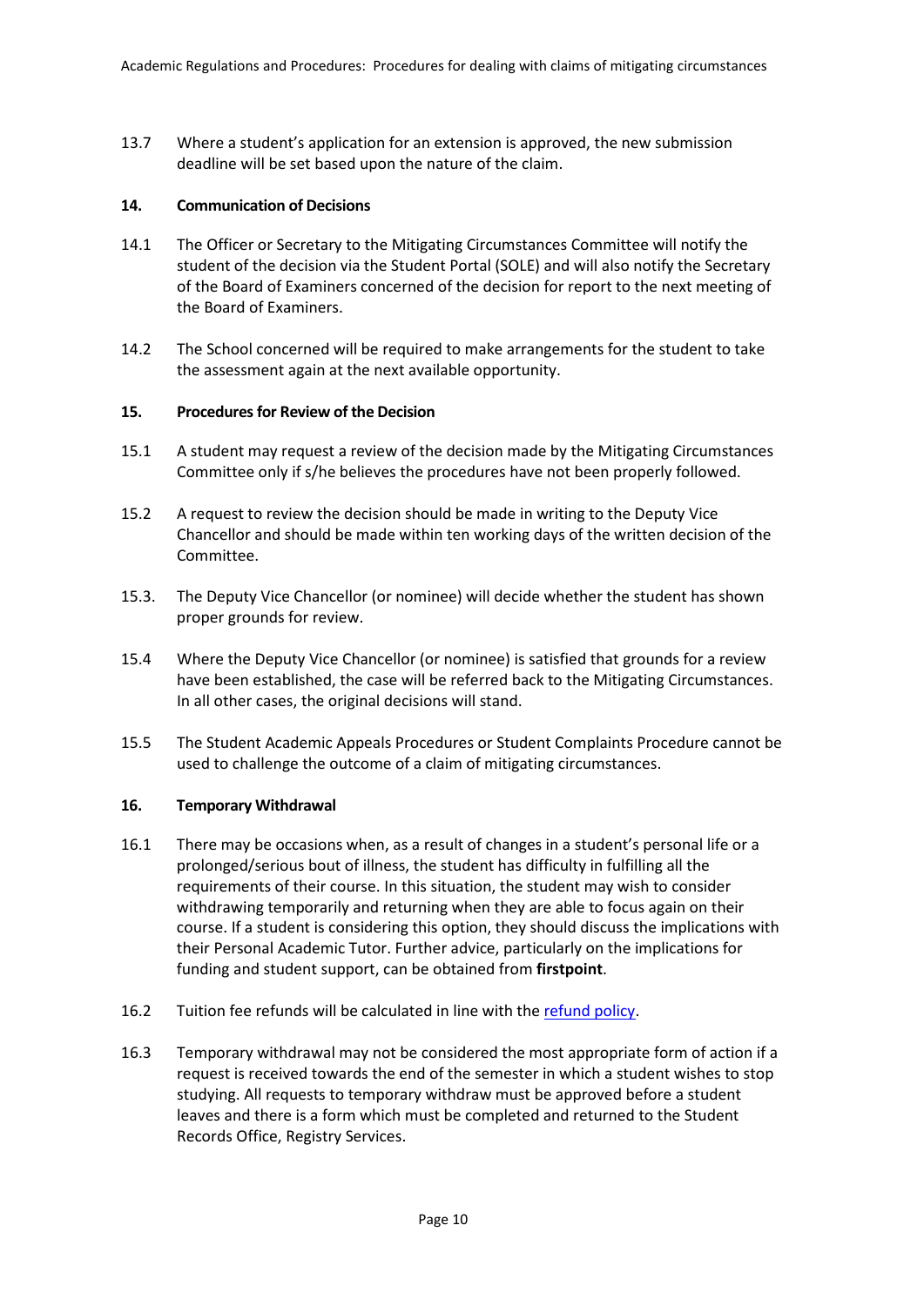13.7 Where a student's application for an extension is approved, the new submission deadline will be set based upon the nature of the claim.

## 14. Communication of Decisions

14.1 The Officer or Secretary to the Mitigating Circumstances Committee will notify the student of the decision via the Student Portal (SOLE) and will also notify the Secretary of the Board of Examiners concerned of the decision for report to the next meeting of the Board of Examiners.

14.2 The School concerned will be required to make arrangements for the student to take the assessment again at the next available opportunity.

## 15. Procedures for Review of the Decision

15.1 A student may request a review of the decision made by the Mitigating Circumstances Committee only if s/he believes the procedures have not been properly followed.

15.2 A request to review the decision should be made in writing to the Deputy Vice Chancellor and should be made within ten working days of the written decision of the Committee.

15.3. The Deputy Vice Chancellor (or nominee) will decide whether the student has shown proper grounds for review.

15.4 Where the Deputy Vice Chancellor (or nominee) is satisfied that grounds for a review have been established, the case will be referred back to the Mitigating Circumstances. In all other cases, the original decisions will stand.

15.5 The Student Academic Appeals Procedures or Student Complaints Procedure cannot be used to challenge the outcome of a claim of mitigating circumstances.

## 16. Temporary Withdrawal

16.1 There may be occasions when, as a result of changes in a student's personal life or a prolonged/serious bout of illness, the student has difficulty in fulfilling all the requirements of their course. In this situation, the student may wish to consider withdrawing temporarily and returning when they are able to focus again on their course. If a student is considering this option, they should discuss the implications with their Personal Academic Tutor. Further advice, particularly on the implications for funding and student support, can be obtained from **firstpoint**.

16.2 Tuition fee refunds will be calculated in line with the refund policy.

16.3 Temporary withdrawal may not be considered the most appropriate form of action if a request is received towards the end of the semester in which a student wishes to stop studying. All requests to temporary withdraw must be approved before a student leaves and there is a form which must be completed and returned to the Student Records Office, Registry Services.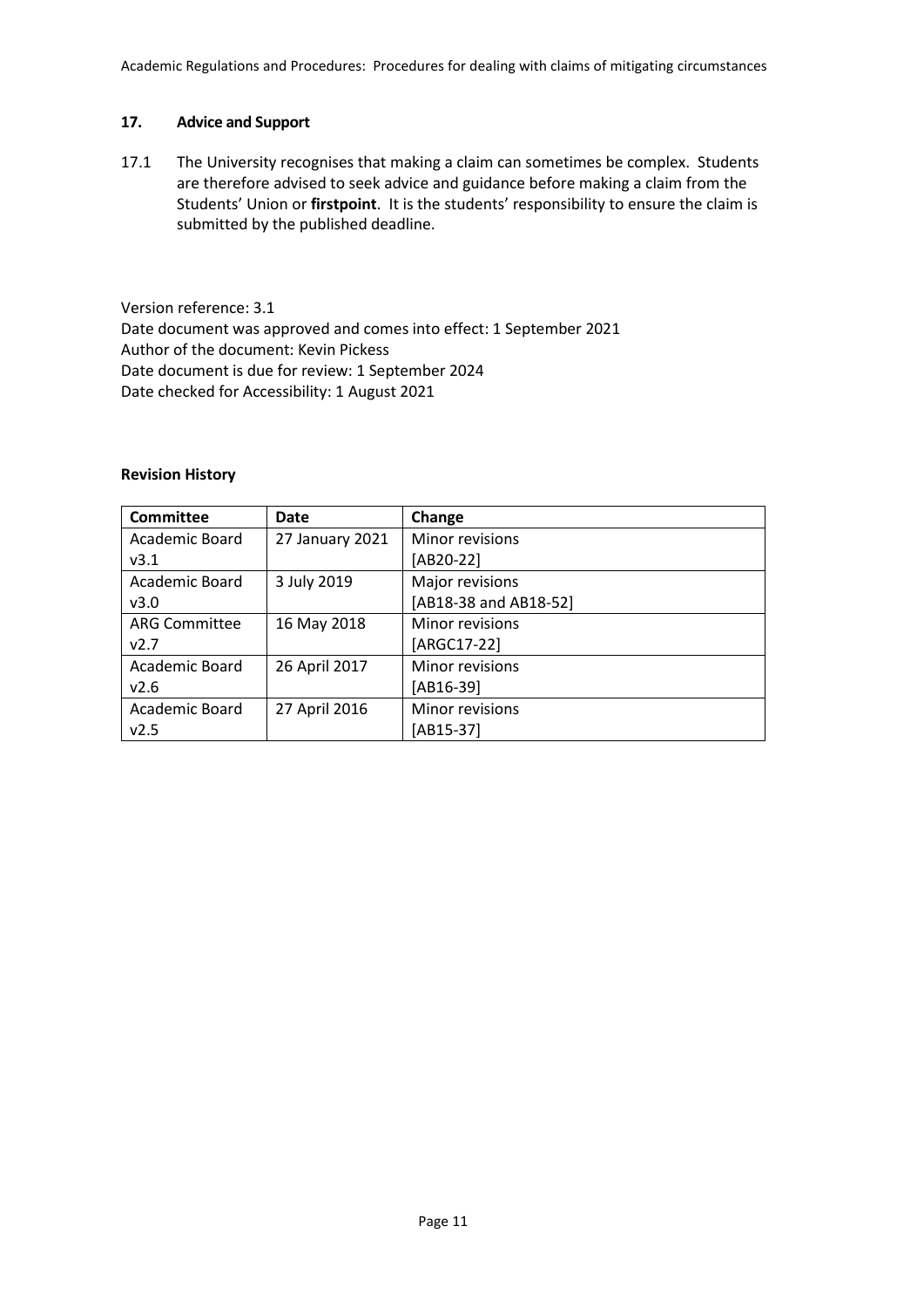## 17. Advice and Support

17.1 The University recognises that making a claim can sometimes be complex. Students are therefore advised to seek advice and guidance before making a claim from the Students' Union or **firstpoint**. It is the students' responsibility to ensure the claim is submitted by the published deadline.

Version reference: 3.1
Date document was approved and comes into effect: 1 September 2021
Author of the document: Kevin Pickess
Date document is due for review: 1 September 2024
Date checked for Accessibility: 1 August 2021

**Revision History**

| Committee | Date | Change |
|---|---|---|
| Academic Board v3.1 | 27 January 2021 | Minor revisions [AB20-22] |
| Academic Board v3.0 | 3 July 2019 | Major revisions [AB18-38 and AB18-52] |
| ARG Committee v2.7 | 16 May 2018 | Minor revisions [ARGC17-22] |
| Academic Board v2.6 | 26 April 2017 | Minor revisions [AB16-39] |
| Academic Board v2.5 | 27 April 2016 | Minor revisions [AB15-37] |